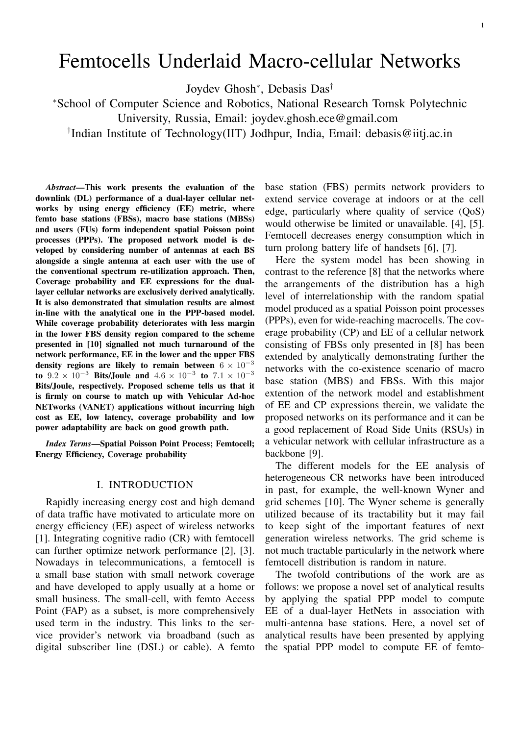# Femtocells Underlaid Macro-cellular Networks

Joydev Ghosh*, Debasis Das†

*School of Computer Science and Robotics, National Research Tomsk Polytechnic University, Russia, Email: joydev.ghosh.ece@gmail.com

†Indian Institute of Technology(IIT) Jodhpur, India, Email: debasis@iitj.ac.in

***Abstract*—This work presents the evaluation of the downlink (DL) performance of a dual-layer cellular networks by using energy efficiency (EE) metric, where femto base stations (FBSs), macro base stations (MBSs) and users (FUs) form independent spatial Poisson point processes (PPPs). The proposed network model is developed by considering number of antennas at each BS alongside a single antenna at each user with the use of the conventional spectrum re-utilization approach. Then, Coverage probability and EE expressions for the dual-layer cellular networks are exclusively derived analytically. It is also demonstrated that simulation results are almost in-line with the analytical one in the PPP-based model. While coverage probability deteriorates with less margin in the lower FBS density region compared to the scheme presented in [10] signalled not much turnaround of the network performance, EE in the lower and the upper FBS density regions are likely to remain between $6 \times 10^{-3}$ to $9.2 \times 10^{-3}$ Bits/Joule and $4.6 \times 10^{-3}$ to $7.1 \times 10^{-3}$ Bits/Joule, respectively. Proposed scheme tells us that it is firmly on course to match up with Vehicular Ad-hoc NETworks (VANET) applications without incurring high cost as EE, low latency, coverage probability and low power adaptability are back on good growth path.**

***Index Terms*—Spatial Poisson Point Process; Femtocell; Energy Efficiency, Coverage probability**

## I. INTRODUCTION

Rapidly increasing energy cost and high demand of data traffic have motivated to articulate more on energy efficiency (EE) aspect of wireless networks [1]. Integrating cognitive radio (CR) with femtocell can further optimize network performance [2], [3]. Nowadays in telecommunications, a femtocell is a small base station with small network coverage and have developed to apply usually at a home or small business. The small-cell, with femto Access Point (FAP) as a subset, is more comprehensively used term in the industry. This links to the service provider's network via broadband (such as digital subscriber line (DSL) or cable). A femto base station (FBS) permits network providers to extend service coverage at indoors or at the cell edge, particularly where quality of service (QoS) would otherwise be limited or unavailable. [4], [5]. Femtocell decreases energy consumption which in turn prolong battery life of handsets [6], [7].

Here the system model has been showing in contrast to the reference [8] that the networks where the arrangements of the distribution has a high level of interrelationship with the random spatial model produced as a spatial Poisson point processes (PPPs), even for wide-reaching macrocells. The coverage probability (CP) and EE of a cellular network consisting of FBSs only presented in [8] has been extended by analytically demonstrating further the networks with the co-existence scenario of macro base station (MBS) and FBSs. With this major extention of the network model and establishment of EE and CP expressions therein, we validate the proposed networks on its performance and it can be a good replacement of Road Side Units (RSUs) in a vehicular network with cellular infrastructure as a backbone [9].

The different models for the EE analysis of heterogeneous CR networks have been introduced in past, for example, the well-known Wyner and grid schemes [10]. The Wyner scheme is generally utilized because of its tractability but it may fail to keep sight of the important features of next generation wireless networks. The grid scheme is not much tractable particularly in the network where femtocell distribution is random in nature.

The twofold contributions of the work are as follows: we propose a novel set of analytical results by applying the spatial PPP model to compute EE of a dual-layer HetNets in association with multi-antenna base stations. Here, a novel set of analytical results have been presented by applying the spatial PPP model to compute EE of femto-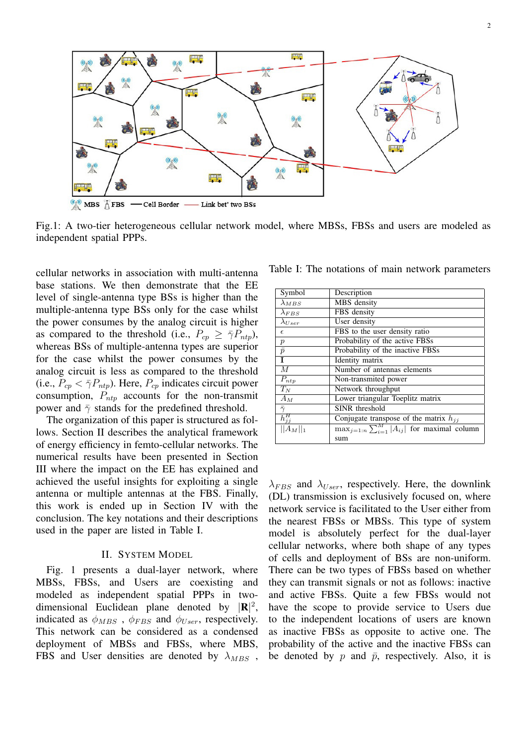Fig.1: A two-tier heterogeneous cellular network model, where MBSs, FBSs and users are modeled as independent spatial PPPs.

cellular networks in association with multi-antenna base stations. We then demonstrate that the EE level of single-antenna type BSs is higher than the multiple-antenna type BSs only for the case whilst the power consumes by the analog circuit is higher as compared to the threshold (i.e., $P_{cp} \geq \bar{\gamma} P_{ntp}$), whereas BSs of multiple-antenna types are superior for the case whilst the power consumes by the analog circuit is less as compared to the threshold (i.e., $P_{cp} < \bar{\gamma} P_{ntp}$). Here, $P_{cp}$ indicates circuit power consumption, $P_{ntp}$ accounts for the non-transmit power and $\bar{\gamma}$ stands for the predefined threshold.

The organization of this paper is structured as follows. Section II describes the analytical framework of energy efficiency in femto-cellular networks. The numerical results have been presented in Section III where the impact on the EE has explained and achieved the useful insights for exploiting a single antenna or multiple antennas at the FBS. Finally, this work is ended up in Section IV with the conclusion. The key notations and their descriptions used in the paper are listed in Table I.

## II. System Model

Fig. 1 presents a dual-layer network, where MBSs, FBSs, and Users are coexisting and modeled as independent spatial PPPs in two-dimensional Euclidean plane denoted by $|\mathbf{R}|^2$, indicated as $\phi_{MBS}$ , $\phi_{FBS}$ and $\phi_{User}$, respectively. This network can be considered as a condensed deployment of MBSs and FBSs, where MBS, FBS and User densities are denoted by $\lambda_{MBS}$ , $\lambda_{FBS}$ and $\lambda_{User}$, respectively. Here, the downlink (DL) transmission is exclusively focused on, where network service is facilitated to the User either from the nearest FBSs or MBSs. This type of system model is absolutely perfect for the dual-layer cellular networks, where both shape of any types of cells and deployment of BSs are non-uniform. There can be two types of FBSs based on whether they can transmit signals or not as follows: inactive and active FBSs. Quite a few FBSs would not have the scope to provide service to Users due to the independent locations of users are known as inactive FBSs as opposite to active one. The probability of the active and the inactive FBSs can be denoted by $p$ and $\bar{p}$, respectively. Also, it is

Table I: The notations of main network parameters

| Symbol | Description |
|---|---|
| $\lambda_{MBS}$ | MBS density |
| $\lambda_{FBS}$ | FBS density |
| $\lambda_{User}$ | User density |
| $\epsilon$ | FBS to the user density ratio |
| $p$ | Probability of the active FBSs |
| $\bar{p}$ | Probability of the inactive FBSs |
| $\mathbf{I}$ | Identity matrix |
| $M$ | Number of antennas elements |
| $P_{ntp}$ | Non-transmitted power |
| $T_N$ | Network throughput |
| $A_M$ | Lower triangular Toeplitz matrix |
| $\bar{\gamma}$ | SINR threshold |
| $h_{jj}^H$ | Conjugate transpose of the matrix $h_{jj}$ |
| $\lVert A_M \rVert_1$ | $\max_{j=1:n} \sum_{i=1}^{M} \lvert A_{ij} \rvert$ for maximal column sum |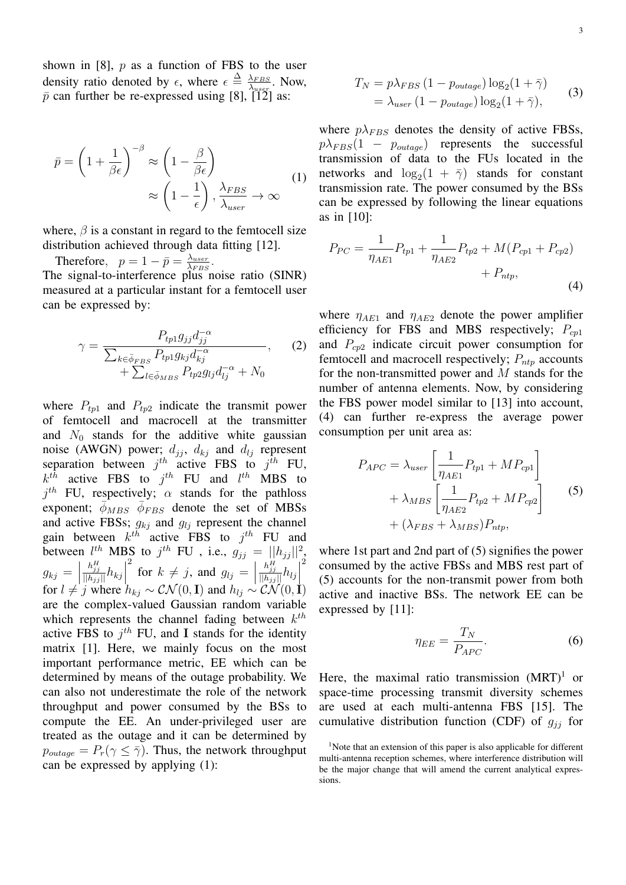shown in [8], $p$ as a function of FBS to the user density ratio denoted by $\epsilon$, where $\epsilon \triangleq \frac{\lambda_{FBS}}{\lambda_{user}}$. Now, $\bar{p}$ can further be re-expressed using [8], [12] as:

$$\bar{p} = \left(1 + \frac{1}{\beta\epsilon}\right)^{-\beta} \approx \left(1 - \frac{\beta}{\beta\epsilon}\right) \approx \left(1 - \frac{1}{\epsilon}\right), \frac{\lambda_{FBS}}{\lambda_{user}} \to \infty \tag{1}$$

where, $\beta$ is a constant in regard to the femtocell size distribution achieved through data fitting [12].

Therefore, $p = 1 - \bar{p} = \frac{\lambda_{user}}{\lambda_{FBS}}$.
The signal-to-interference plus noise ratio (SINR) measured at a particular instant for a femtocell user can be expressed by:

$$\gamma = \frac{P_{tp1} g_{jj} d_{jj}^{-\alpha}}{\sum_{k \in \bar{\phi}_{FBS}} P_{tp1} g_{kj} d_{kj}^{-\alpha} + \sum_{l \in \bar{\phi}_{MBS}} P_{tp2} g_{lj} d_{lj}^{-\alpha} + N_0}, \tag{2}$$

where $P_{tp1}$ and $P_{tp2}$ indicate the transmit power of femtocell and macrocell at the transmitter and $N_0$ stands for the additive white gaussian noise (AWGN) power; $d_{jj}$, $d_{kj}$ and $d_{lj}$ represent separation between $j^{th}$ active FBS to $j^{th}$ FU, $k^{th}$ active FBS to $j^{th}$ FU and $l^{th}$ MBS to $j^{th}$ FU, respectively; $\alpha$ stands for the pathloss exponent; $\bar{\phi}_{MBS}$ $\bar{\phi}_{FBS}$ denote the set of MBSs and active FBSs; $g_{kj}$ and $g_{lj}$ represent the channel gain between $k^{th}$ active FBS to $j^{th}$ FU and between $l^{th}$ MBS to $j^{th}$ FU , i.e., $g_{jj} = ||h_{jj}||^2$, $g_{kj} = \left|\frac{h_{jj}^H}{||h_{jj}||} h_{kj}\right|^2$ for $k \neq j$, and $g_{lj} = \left|\frac{h_{jj}^H}{||h_{jj}||} h_{lj}\right|^2$ for $l \neq j$ where $h_{kj} \sim \mathcal{CN}(0, \mathbf{I})$ and $h_{lj} \sim \mathcal{CN}(0, \mathbf{I})$ are the complex-valued Gaussian random variable which represents the channel fading between $k^{th}$ active FBS to $j^{th}$ FU, and $\mathbf{I}$ stands for the identity matrix [1]. Here, we mainly focus on the most important performance metric, EE which can be determined by means of the outage probability. We can also not underestimate the role of the network throughput and power consumed by the BSs to compute the EE. An under-privileged user are treated as the outage and it can be determined by $p_{outage} = P_r(\gamma \leq \bar{\gamma})$. Thus, the network throughput can be expressed by applying (1):

$$\begin{aligned} T_N &= p\lambda_{FBS}\left(1 - p_{outage}\right)\log_2(1 + \bar{\gamma}) \\ &= \lambda_{user}\left(1 - p_{outage}\right)\log_2(1 + \bar{\gamma}), \end{aligned} \tag{3}$$

where $p\lambda_{FBS}$ denotes the density of active FBSs, $p\lambda_{FBS}(1 - p_{outage})$ represents the successful transmission of data to the FUs located in the networks and $\log_2(1 + \bar{\gamma})$ stands for constant transmission rate. The power consumed by the BSs can be expressed by following the linear equations as in [10]:

$$P_{PC} = \frac{1}{\eta_{AE1}} P_{tp1} + \frac{1}{\eta_{AE2}} P_{tp2} + M(P_{cp1} + P_{cp2}) + P_{ntp}, \tag{4}$$

where $\eta_{AE1}$ and $\eta_{AE2}$ denote the power amplifier efficiency for FBS and MBS respectively; $P_{cp1}$ and $P_{cp2}$ indicate circuit power consumption for femtocell and macrocell respectively; $P_{ntp}$ accounts for the non-transmitted power and $M$ stands for the number of antenna elements. Now, by considering the FBS power model similar to [13] into account, (4) can further re-express the average power consumption per unit area as:

$$\begin{aligned} P_{APC} = {} & \lambda_{user}\left[\frac{1}{\eta_{AE1}} P_{tp1} + M P_{cp1}\right] \\ & + \lambda_{MBS}\left[\frac{1}{\eta_{AE2}} P_{tp2} + M P_{cp2}\right] \\ & + (\lambda_{FBS} + \lambda_{MBS}) P_{ntp}, \end{aligned} \tag{5}$$

where 1st part and 2nd part of (5) signifies the power consumed by the active FBSs and MBS rest part of (5) accounts for the non-transmit power from both active and inactive BSs. The network EE can be expressed by [11]:

$$\eta_{EE} = \frac{T_N}{P_{APC}}. \tag{6}$$

Here, the maximal ratio transmission (MRT)[1] or space-time processing transmit diversity schemes are used at each multi-antenna FBS [15]. The cumulative distribution function (CDF) of $g_{jj}$ for

[1]Note that an extension of this paper is also applicable for different multi-antenna reception schemes, where interference distribution will be the major change that will amend the current analytical expressions.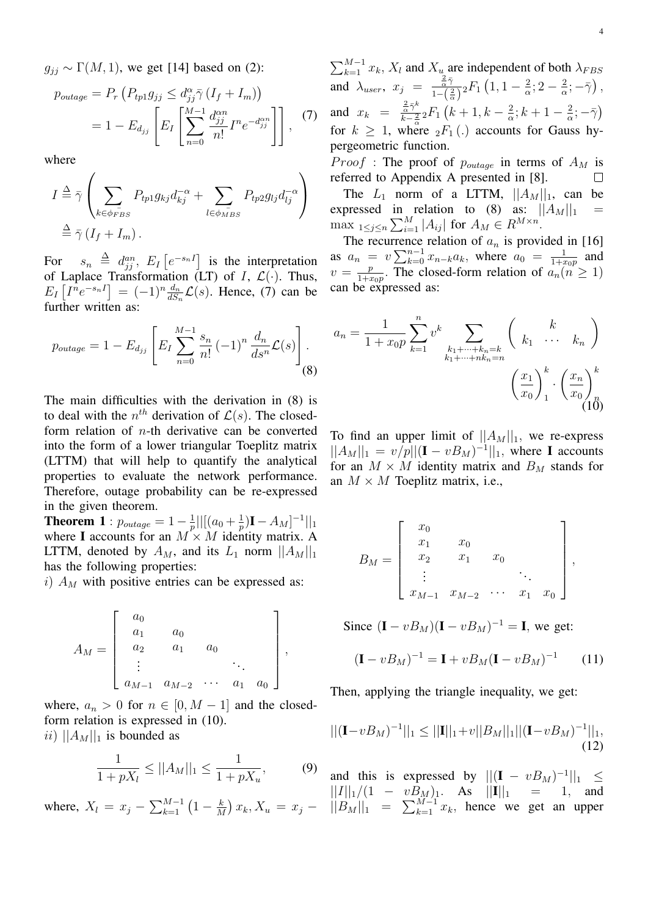$g_{jj} \sim \Gamma(M,1)$, we get [14] based on (2):

$$
\begin{aligned}
p_{outage} &= P_r\left(P_{tp1}g_{jj} \leq d_{jj}^{\alpha}\bar{\gamma}\left(I_f + I_m\right)\right) \\
&= 1 - E_{d_{jj}}\left[E_I\left[\sum_{n=0}^{M-1}\frac{d_{jj}^{\alpha n}}{n!}I^n e^{-d_{jj}^{\alpha n}}\right]\right],
\end{aligned} \tag{7}
$$

where

$$
\begin{aligned}
I &\triangleq \bar{\gamma}\left(\sum_{k\in\phi_{FBS}^{-}} P_{tp1}g_{kj}d_{kj}^{-\alpha} + \sum_{l\in\phi_{MBS}^{-}} P_{tp2}g_{lj}d_{lj}^{-\alpha}\right) \\
&\triangleq \bar{\gamma}\left(I_f + I_m\right).
\end{aligned}
$$

For $s_n \triangleq d_{jj}^{an}$, $E_I\left[e^{-s_n I}\right]$ is the interpretation of Laplace Transformation (LT) of $I$, $\mathcal{L}(\cdot)$. Thus, $E_I\left[I^n e^{-s_n I}\right] = (-1)^n \frac{d_n}{dS_n}\mathcal{L}(s)$. Hence, (7) can be further written as:

$$
p_{outage} = 1 - E_{d_{jj}}\left[E_I\sum_{n=0}^{M-1}\frac{s_n}{n!}\left(-1\right)^n\frac{d_n}{ds^n}\mathcal{L}(s)\right]. \tag{8}
$$

The main difficulties with the derivation in (8) is to deal with the $n^{th}$ derivation of $\mathcal{L}(s)$. The closed-form relation of $n$-th derivative can be converted into the form of a lower triangular Toeplitz matrix (LTTM) that will help to quantify the analytical properties to evaluate the network performance. Therefore, outage probability can be re-expressed in the given theorem.

**Theorem 1** : $p_{outage} = 1 - \frac{1}{p}||[(a_0 + \frac{1}{p})\mathbf{I} - A_M]^{-1}||_1$ where $\mathbf{I}$ accounts for an $M \times M$ identity matrix. A LTTM, denoted by $A_M$, and its $L_1$ norm $||A_M||_1$ has the following properties:

$i)$ $A_M$ with positive entries can be expressed as:

$$
A_M = \begin{bmatrix}
a_0 & & & & \\
a_1 & a_0 & & & \\
a_2 & a_1 & a_0 & & \\
\vdots & & & \ddots & \\
a_{M-1} & a_{M-2} & \cdots & a_1 & a_0
\end{bmatrix},
$$

where, $a_n > 0$ for $n \in [0, M-1]$ and the closed-form relation is expressed in (10).

$ii)$ $||A_M||_1$ is bounded as

$$
\frac{1}{1+pX_l} \leq ||A_M||_1 \leq \frac{1}{1+pX_u}, \tag{9}
$$

where, $X_l = x_j - \sum_{k=1}^{M-1}\left(1 - \frac{k}{M}\right)x_k, X_u = x_j - \sum_{k=1}^{M-1}x_k$, $X_l$ and $X_u$ are independent of both $\lambda_{FBS}$ and $\lambda_{user}$, $x_j = \frac{\frac{2}{\alpha}\bar{\gamma}}{1-\left(\frac{2}{\alpha}\right)}{}_2F_1\left(1, 1-\frac{2}{\alpha}; 2-\frac{2}{\alpha}; -\bar{\gamma}\right)$, and $x_k = \frac{\frac{2}{\alpha}\bar{\gamma}^k}{k-\frac{2}{\alpha}}{}_2F_1\left(k+1, k-\frac{2}{\alpha}; k+1-\frac{2}{\alpha}; -\bar{\gamma}\right)$ for $k \geq 1$, where ${}_2F_1\left(.\right)$ accounts for Gauss hypergeometric function.

*Proof* : The proof of $p_{outage}$ in terms of $A_M$ is referred to Appendix A presented in [8]. □

The $L_1$ norm of a LTTM, $||A_M||_1$, can be expressed in relation to (8) as: $||A_M||_1 = \max_{1\leq j\leq n}\sum_{i=1}^{M}|A_{ij}|$ for $A_M \in R^{M\times n}$.

The recurrence relation of $a_n$ is provided in [16] as $a_n = v\sum_{k=0}^{n-1}x_{n-k}a_k$, where $a_0 = \frac{1}{1+x_0 p}$ and $v = \frac{p}{1+x_0 p}$. The closed-form relation of $a_n (n \geq 1)$ can be expressed as:

$$
a_n = \frac{1}{1+x_0 p}\sum_{k=1}^{n}v^k \sum_{\substack{k_1+\cdots+k_n=k \\ k_1+\cdots+nk_n=n}} \begin{pmatrix} & k & \\ k_1 & \cdots & k_n \end{pmatrix} \left(\frac{x_1}{x_0}\right)_1^k \cdot \left(\frac{x_n}{x_0}\right)_n^k \tag{10}
$$

To find an upper limit of $||A_M||_1$, we re-express $||A_M||_1 = v/p||(\mathbf{I} - vB_M)^{-1}||_1$, where $\mathbf{I}$ accounts for an $M \times M$ identity matrix and $B_M$ stands for an $M \times M$ Toeplitz matrix, i.e.,

$$
B_M = \begin{bmatrix}
x_0 & & & & \\
x_1 & x_0 & & & \\
x_2 & x_1 & x_0 & & \\
\vdots & & & \ddots & \\
x_{M-1} & x_{M-2} & \cdots & x_1 & x_0
\end{bmatrix},
$$

Since $(\mathbf{I} - vB_M)(\mathbf{I} - vB_M)^{-1} = \mathbf{I}$, we get:

$$
(\mathbf{I} - vB_M)^{-1} = \mathbf{I} + vB_M(\mathbf{I} - vB_M)^{-1} \tag{11}
$$

Then, applying the triangle inequality, we get:

$$
||(\mathbf{I} - vB_M)^{-1}||_1 \leq ||\mathbf{I}||_1 + v||B_M||_1||(\mathbf{I} - vB_M)^{-1}||_1, \tag{12}
$$

and this is expressed by $||(\mathbf{I} - vB_M)^{-1}||_1 \leq ||I||_1/(1 - vB_M)_1$. As $||\mathbf{I}||_1 = 1$, and $||B_M||_1 = \sum_{k=1}^{M-1}x_k$, hence we get an upper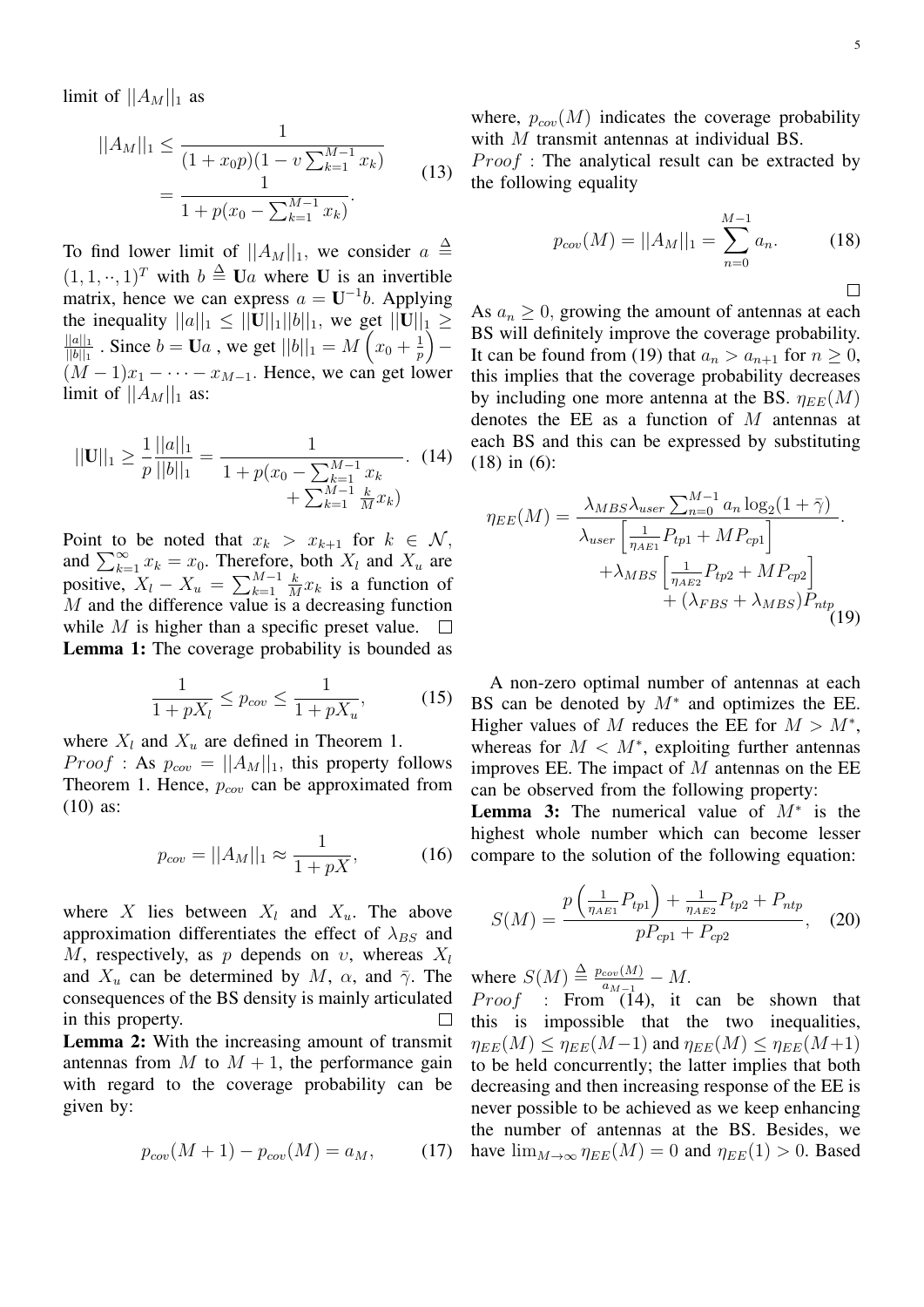limit of $||A_M||_1$ as

$$||A_M||_1 \leq \frac{1}{(1+x_0 p)(1-v\sum_{k=1}^{M-1} x_k)} = \frac{1}{1+p(x_0 - \sum_{k=1}^{M-1} x_k)}. \tag{13}$$

To find lower limit of $||A_M||_1$, we consider $a \triangleq (1,1,\cdot\cdot,1)^T$ with $b \triangleq \mathbf{U}a$ where $\mathbf{U}$ is an invertible matrix, hence we can express $a = \mathbf{U}^{-1}b$. Applying the inequality $||a||_1 \leq ||\mathbf{U}||_1 ||b||_1$, we get $||\mathbf{U}||_1 \geq \frac{||a||_1}{||b||_1}$ . Since $b = \mathbf{U}a$ , we get $||b||_1 = M\left(x_0 + \frac{1}{p}\right) - (M-1)x_1 - \cdots - x_{M-1}$. Hence, we can get lower limit of $||A_M||_1$ as:

$$||\mathbf{U}||_1 \geq \frac{1}{p}\frac{||a||_1}{||b||_1} = \frac{1}{1+p(x_0 - \sum_{k=1}^{M-1} x_k + \sum_{k=1}^{M-1} \frac{k}{M} x_k)}. \tag{14}$$

Point to be noted that $x_k > x_{k+1}$ for $k \in \mathcal{N}$, and $\sum_{k=1}^{\infty} x_k = x_0$. Therefore, both $X_l$ and $X_u$ are positive, $X_l - X_u = \sum_{k=1}^{M-1} \frac{k}{M} x_k$ is a function of $M$ and the difference value is a decreasing function while $M$ is higher than a specific preset value. $\square$

**Lemma 1:** The coverage probability is bounded as

$$\frac{1}{1+pX_l} \leq p_{cov} \leq \frac{1}{1+pX_u}, \tag{15}$$

where $X_l$ and $X_u$ are defined in Theorem 1.

*Proof* : As $p_{cov} = ||A_M||_1$, this property follows Theorem 1. Hence, $p_{cov}$ can be approximated from (10) as:

$$p_{cov} = ||A_M||_1 \approx \frac{1}{1+pX}, \tag{16}$$

where $X$ lies between $X_l$ and $X_u$. The above approximation differentiates the effect of $\lambda_{BS}$ and $M$, respectively, as $p$ depends on $v$, whereas $X_l$ and $X_u$ can be determined by $M$, $\alpha$, and $\bar{\gamma}$. The consequences of the BS density is mainly articulated in this property. $\square$

**Lemma 2:** With the increasing amount of transmit antennas from $M$ to $M+1$, the performance gain with regard to the coverage probability can be given by:

$$p_{cov}(M+1) - p_{cov}(M) = a_M, \tag{17}$$

where, $p_{cov}(M)$ indicates the coverage probability with $M$ transmit antennas at individual BS.

*Proof* : The analytical result can be extracted by the following equality

$$p_{cov}(M) = ||A_M||_1 = \sum_{n=0}^{M-1} a_n. \tag{18}$$

$\square$

As $a_n \geq 0$, growing the amount of antennas at each BS will definitely improve the coverage probability. It can be found from (19) that $a_n > a_{n+1}$ for $n \geq 0$, this implies that the coverage probability decreases by including one more antenna at the BS. $\eta_{EE}(M)$ denotes the EE as a function of $M$ antennas at each BS and this can be expressed by substituting (18) in (6):

$$\eta_{EE}(M) = \frac{\lambda_{MBS}\lambda_{user}\sum_{n=0}^{M-1} a_n \log_2(1+\bar{\gamma})}{\lambda_{user}\left[\frac{1}{\eta_{AE1}}P_{tp1} + MP_{cp1}\right] + \lambda_{MBS}\left[\frac{1}{\eta_{AE2}}P_{tp2} + MP_{cp2}\right] + (\lambda_{FBS} + \lambda_{MBS})P_{ntp}}. \tag{19}$$

A non-zero optimal number of antennas at each BS can be denoted by $M^*$ and optimizes the EE. Higher values of $M$ reduces the EE for $M > M^*$, whereas for $M < M^*$, exploiting further antennas improves EE. The impact of $M$ antennas on the EE can be observed from the following property:

**Lemma 3:** The numerical value of $M^*$ is the highest whole number which can become lesser compare to the solution of the following equation:

$$S(M) = \frac{p\left(\frac{1}{\eta_{AE1}}P_{tp1}\right) + \frac{1}{\eta_{AE2}}P_{tp2} + P_{ntp}}{pP_{cp1} + P_{cp2}}, \tag{20}$$

where $S(M) \triangleq \frac{p_{cov}(M)}{a_{M-1}} - M$.

*Proof* : From (14), it can be shown that this is impossible that the two inequalities, $\eta_{EE}(M) \leq \eta_{EE}(M-1)$ and $\eta_{EE}(M) \leq \eta_{EE}(M+1)$ to be held concurrently; the latter implies that both decreasing and then increasing response of the EE is never possible to be achieved as we keep enhancing the number of antennas at the BS. Besides, we have $\lim_{M\to\infty} \eta_{EE}(M) = 0$ and $\eta_{EE}(1) > 0$. Based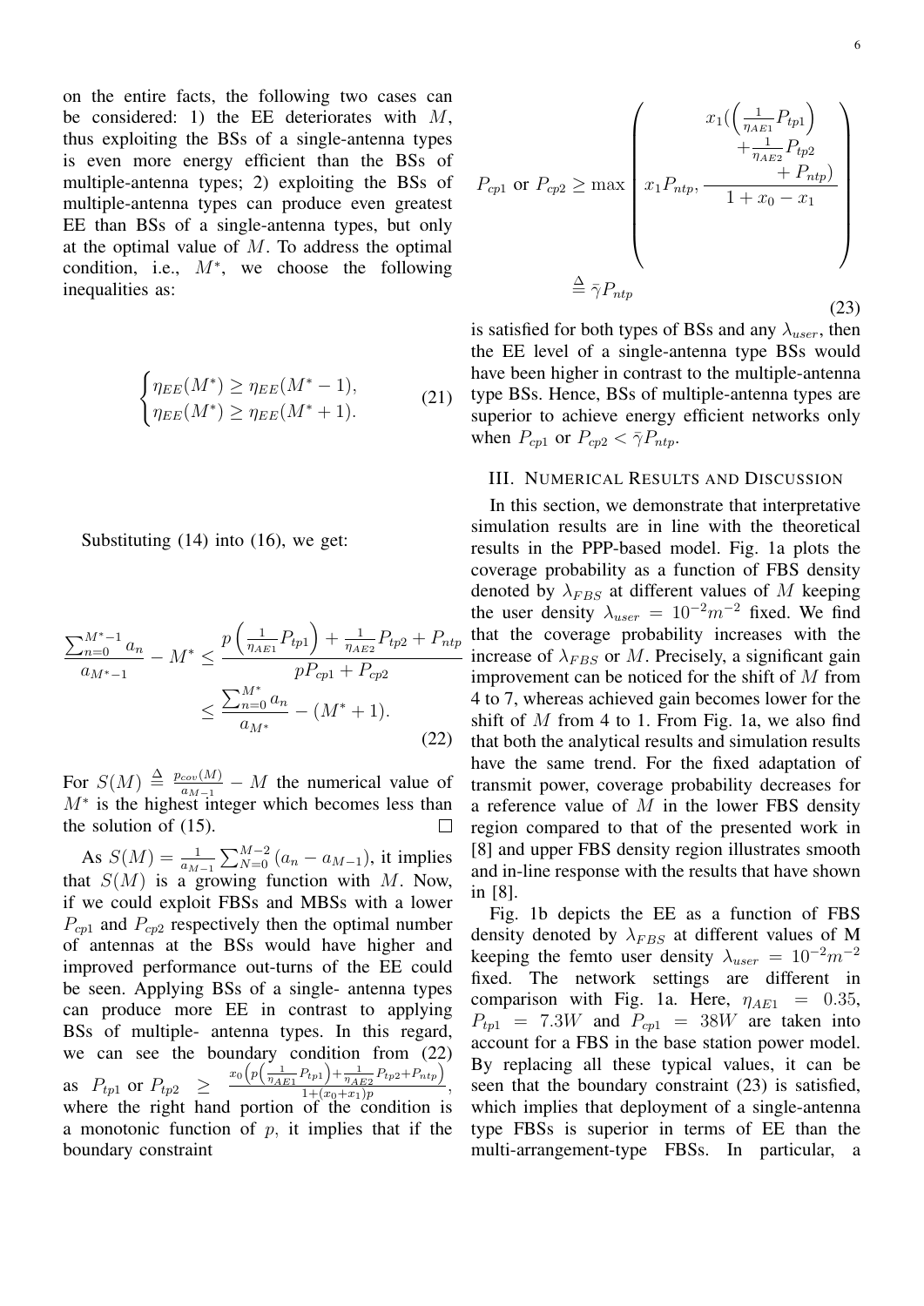on the entire facts, the following two cases can be considered: 1) the EE deteriorates with $M$, thus exploiting the BSs of a single-antenna types is even more energy efficient than the BSs of multiple-antenna types; 2) exploiting the BSs of multiple-antenna types can produce even greatest EE than BSs of a single-antenna types, but only at the optimal value of $M$. To address the optimal condition, i.e., $M^*$, we choose the following inequalities as:

$$\begin{cases} \eta_{EE}(M^*) \geq \eta_{EE}(M^* - 1), \\ \eta_{EE}(M^*) \geq \eta_{EE}(M^* + 1). \end{cases} \tag{21}$$

Substituting (14) into (16), we get:

$$\begin{aligned} \frac{\sum_{n=0}^{M^*-1} a_n}{a_{M^*-1}} - M^* &\leq \frac{p\left(\frac{1}{\eta_{AE1}} P_{tp1}\right) + \frac{1}{\eta_{AE2}} P_{tp2} + P_{ntp}}{pP_{cp1} + P_{cp2}} \\ &\leq \frac{\sum_{n=0}^{M^*} a_n}{a_{M^*}} - (M^* + 1). \end{aligned} \tag{22}$$

For $S(M) \triangleq \frac{p_{cov}(M)}{a_{M-1}} - M$ the numerical value of $M^*$ is the highest integer which becomes less than the solution of (15). $\square$

As $S(M) = \frac{1}{a_{M-1}} \sum_{N=0}^{M-2} (a_n - a_{M-1})$, it implies that $S(M)$ is a growing function with $M$. Now, if we could exploit FBSs and MBSs with a lower $P_{cp1}$ and $P_{cp2}$ respectively then the optimal number of antennas at the BSs would have higher and improved performance out-turns of the EE could be seen. Applying BSs of a single- antenna types can produce more EE in contrast to applying BSs of multiple- antenna types. In this regard, we can see the boundary condition from (22) as $P_{tp1}$ or $P_{tp2} \geq \frac{x_0\left(p\left(\frac{1}{\eta_{AE1}} P_{tp1}\right) + \frac{1}{\eta_{AE2}} P_{tp2} + P_{ntp}\right)}{1 + (x_0 + x_1)p}$, where the right hand portion of the condition is a monotonic function of $p$, it implies that if the boundary constraint

$$\begin{aligned} P_{cp1} \text{ or } P_{cp2} &\geq \max \left( x_1 P_{ntp}, \frac{x_1\left(\left(\frac{1}{\eta_{AE1}} P_{tp1}\right) + \frac{1}{\eta_{AE2}} P_{tp2} + P_{ntp}\right)}{1 + x_0 - x_1} \right) \\ &\triangleq \bar{\gamma} P_{ntp} \end{aligned} \tag{23}$$

is satisfied for both types of BSs and any $\lambda_{user}$, then the EE level of a single-antenna type BSs would have been higher in contrast to the multiple-antenna type BSs. Hence, BSs of multiple-antenna types are superior to achieve energy efficient networks only when $P_{cp1}$ or $P_{cp2} < \bar{\gamma} P_{ntp}$.

## III. Numerical Results and Discussion

In this section, we demonstrate that interpretative simulation results are in line with the theoretical results in the PPP-based model. Fig. 1a plots the coverage probability as a function of FBS density denoted by $\lambda_{FBS}$ at different values of $M$ keeping the user density $\lambda_{user} = 10^{-2} m^{-2}$ fixed. We find that the coverage probability increases with the increase of $\lambda_{FBS}$ or $M$. Precisely, a significant gain improvement can be noticed for the shift of $M$ from 4 to 7, whereas achieved gain becomes lower for the shift of $M$ from 4 to 1. From Fig. 1a, we also find that both the analytical results and simulation results have the same trend. For the fixed adaptation of transmit power, coverage probability decreases for a reference value of $M$ in the lower FBS density region compared to that of the presented work in [8] and upper FBS density region illustrates smooth and in-line response with the results that have shown in [8].

Fig. 1b depicts the EE as a function of FBS density denoted by $\lambda_{FBS}$ at different values of M keeping the femto user density $\lambda_{user} = 10^{-2} m^{-2}$ fixed. The network settings are different in comparison with Fig. 1a. Here, $\eta_{AE1} = 0.35$, $P_{tp1} = 7.3W$ and $P_{cp1} = 38W$ are taken into account for a FBS in the base station power model. By replacing all these typical values, it can be seen that the boundary constraint (23) is satisfied, which implies that deployment of a single-antenna type FBSs is superior in terms of EE than the multi-arrangement-type FBSs. In particular, a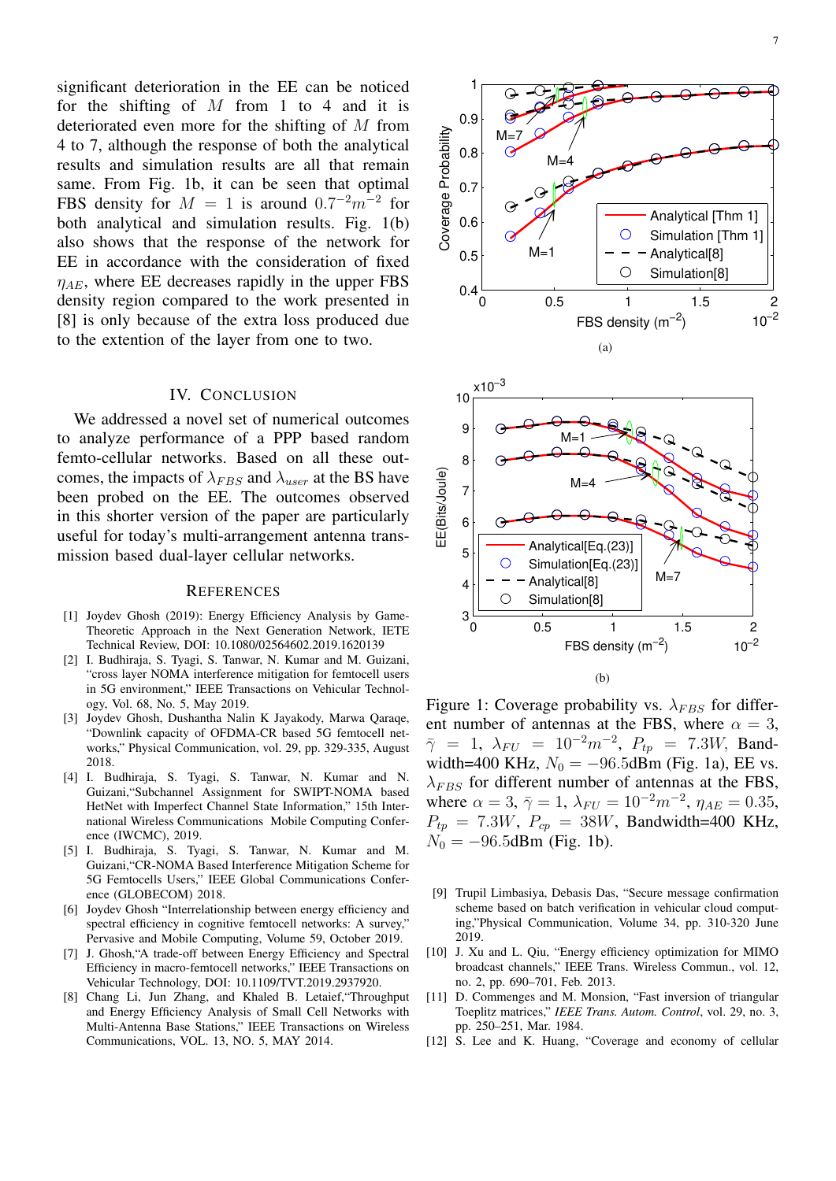significant deterioration in the EE can be noticed for the shifting of $M$ from 1 to 4 and it is deteriorated even more for the shifting of $M$ from 4 to 7, although the response of both the analytical results and simulation results are all that remain same. From Fig. 1b, it can be seen that optimal FBS density for $M = 1$ is around $0.7^{-2}m^{-2}$ for both analytical and simulation results. Fig. 1(b) also shows that the response of the network for EE in accordance with the consideration of fixed $\eta_{AE}$, where EE decreases rapidly in the upper FBS density region compared to the work presented in [8] is only because of the extra loss produced due to the extention of the layer from one to two.

## IV. Conclusion

We addressed a novel set of numerical outcomes to analyze performance of a PPP based random femto-cellular networks. Based on all these outcomes, the impacts of $\lambda_{FBS}$ and $\lambda_{user}$ at the BS have been probed on the EE. The outcomes observed in this shorter version of the paper are particularly useful for today's multi-arrangement antenna transmission based dual-layer cellular networks.

Figure 1: Coverage probability vs. $\lambda_{FBS}$ for different number of antennas at the FBS, where $\alpha = 3$, $\bar{\gamma} = 1$, $\lambda_{FU} = 10^{-2}m^{-2}$, $P_{tp} = 7.3W$, Bandwidth=400 KHz, $N_0 = -96.5$dBm (Fig. 1a), EE vs. $\lambda_{FBS}$ for different number of antennas at the FBS, where $\alpha = 3$, $\bar{\gamma} = 1$, $\lambda_{FU} = 10^{-2}m^{-2}$, $\eta_{AE} = 0.35$, $P_{tp} = 7.3W$, $P_{cp} = 38W$, Bandwidth=400 KHz, $N_0 = -96.5$dBm (Fig. 1b).

## References

[1] Joydev Ghosh (2019): Energy Efficiency Analysis by Game-Theoretic Approach in the Next Generation Network, IETE Technical Review, DOI: 10.1080/02564602.2019.1620139

[2] I. Budhiraja, S. Tyagi, S. Tanwar, N. Kumar and M. Guizani, "cross layer NOMA interference mitigation for femtocell users in 5G environment," IEEE Transactions on Vehicular Technology, Vol. 68, No. 5, May 2019.

[3] Joydev Ghosh, Dushantha Nalin K Jayakody, Marwa Qaraqe, "Downlink capacity of OFDMA-CR based 5G femtocell networks," Physical Communication, vol. 29, pp. 329-335, August 2018.

[4] I. Budhiraja, S. Tyagi, S. Tanwar, N. Kumar and N. Guizani,"Subchannel Assignment for SWIPT-NOMA based HetNet with Imperfect Channel State Information," 15th International Wireless Communications Mobile Computing Conference (IWCMC), 2019.

[5] I. Budhiraja, S. Tyagi, S. Tanwar, N. Kumar and M. Guizani,"CR-NOMA Based Interference Mitigation Scheme for 5G Femtocells Users," IEEE Global Communications Conference (GLOBECOM) 2018.

[6] Joydev Ghosh "Interrelationship between energy efficiency and spectral efficiency in cognitive femtocell networks: A survey," Pervasive and Mobile Computing, Volume 59, October 2019.

[7] J. Ghosh,"A trade-off between Energy Efficiency and Spectral Efficiency in macro-femtocell networks," IEEE Transactions on Vehicular Technology, DOI: 10.1109/TVT.2019.2937920.

[8] Chang Li, Jun Zhang, and Khaled B. Letaief,"Throughput and Energy Efficiency Analysis of Small Cell Networks with Multi-Antenna Base Stations," IEEE Transactions on Wireless Communications, VOL. 13, NO. 5, MAY 2014.

[9] Trupil Limbasiya, Debasis Das, "Secure message confirmation scheme based on batch verification in vehicular cloud computing,"Physical Communication, Volume 34, pp. 310-320 June 2019.

[10] J. Xu and L. Qiu, "Energy efficiency optimization for MIMO broadcast channels," IEEE Trans. Wireless Commun., vol. 12, no. 2, pp. 690–701, Feb. 2013.

[11] D. Commenges and M. Monsion, "Fast inversion of triangular Toeplitz matrices," *IEEE Trans. Autom. Control*, vol. 29, no. 3, pp. 250–251, Mar. 1984.

[12] S. Lee and K. Huang, "Coverage and economy of cellular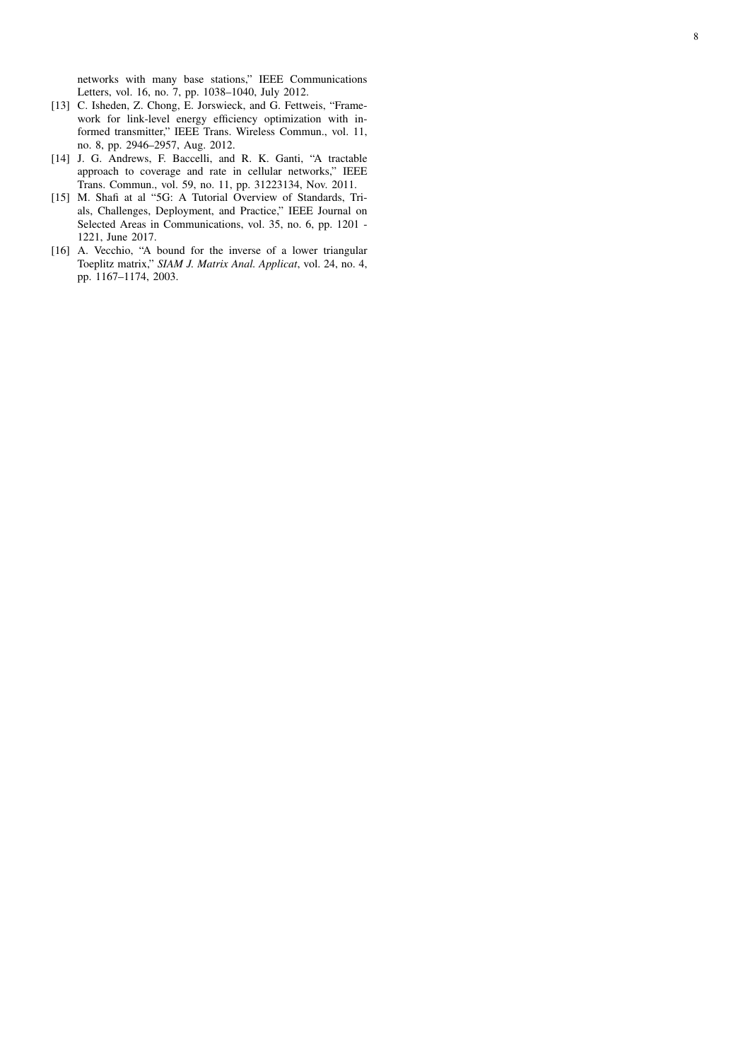networks with many base stations," IEEE Communications Letters, vol. 16, no. 7, pp. 1038–1040, July 2012.

[13] C. Isheden, Z. Chong, E. Jorswieck, and G. Fettweis, "Framework for link-level energy efficiency optimization with informed transmitter," IEEE Trans. Wireless Commun., vol. 11, no. 8, pp. 2946–2957, Aug. 2012.

[14] J. G. Andrews, F. Baccelli, and R. K. Ganti, "A tractable approach to coverage and rate in cellular networks," IEEE Trans. Commun., vol. 59, no. 11, pp. 31223134, Nov. 2011.

[15] M. Shafi at al "5G: A Tutorial Overview of Standards, Trials, Challenges, Deployment, and Practice," IEEE Journal on Selected Areas in Communications, vol. 35, no. 6, pp. 1201 - 1221, June 2017.

[16] A. Vecchio, "A bound for the inverse of a lower triangular Toeplitz matrix," *SIAM J. Matrix Anal. Applicat*, vol. 24, no. 4, pp. 1167–1174, 2003.